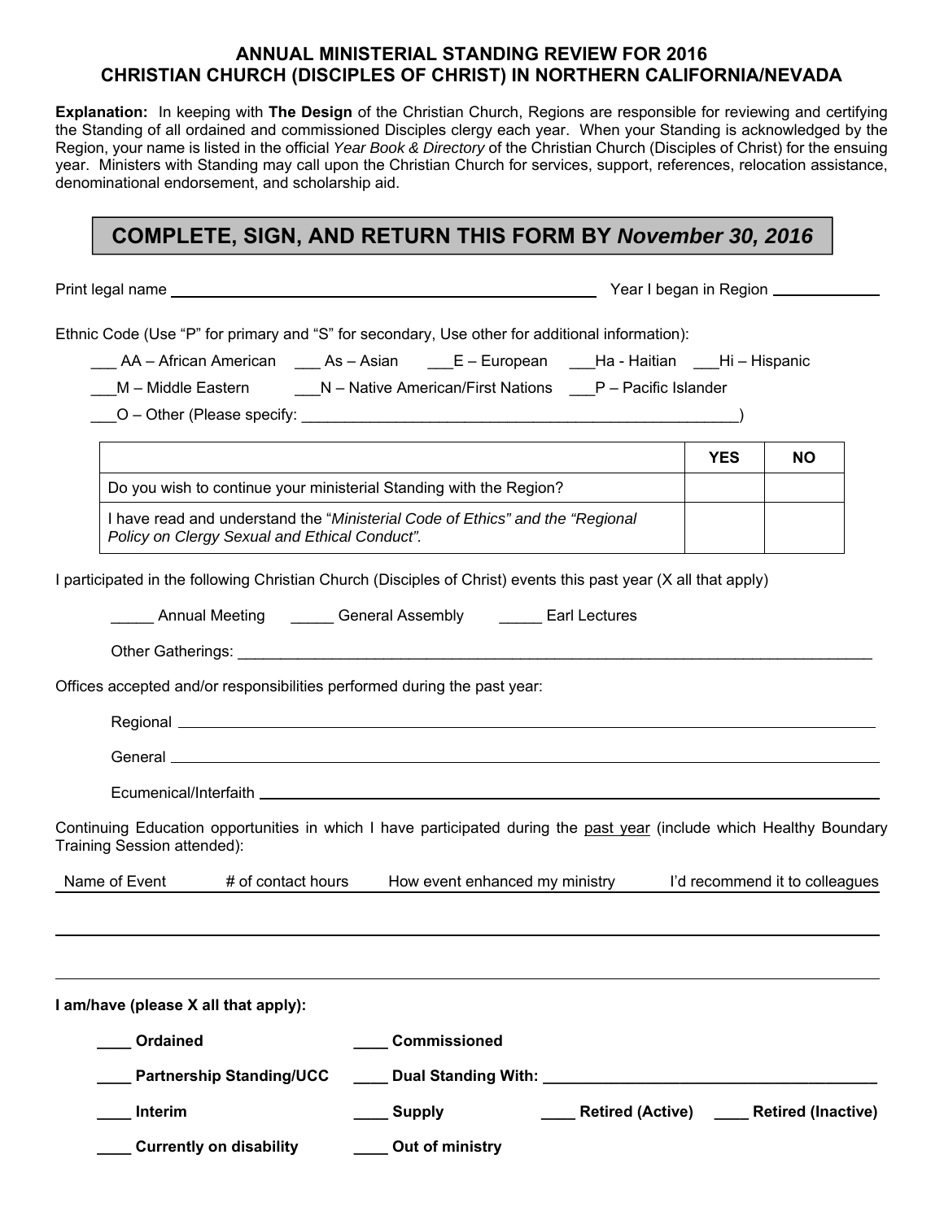# ANNUAL MINISTERIAL STANDING REVIEW FOR 2016
# CHRISTIAN CHURCH (DISCIPLES OF CHRIST) IN NORTHERN CALIFORNIA/NEVADA

**Explanation:** In keeping with **The Design** of the Christian Church, Regions are responsible for reviewing and certifying the Standing of all ordained and commissioned Disciples clergy each year. When your Standing is acknowledged by the Region, your name is listed in the official *Year Book & Directory* of the Christian Church (Disciples of Christ) for the ensuing year. Ministers with Standing may call upon the Christian Church for services, support, references, relocation assistance, denominational endorsement, and scholarship aid.

## COMPLETE, SIGN, AND RETURN THIS FORM BY *November 30, 2016*

Print legal name ______________________________ Year I began in Region __________

Ethnic Code (Use "P" for primary and "S" for secondary, Use other for additional information):

___ AA – African American ___ As – Asian ___E – European ___Ha - Haitian ___Hi – Hispanic

___M – Middle Eastern ___N – Native American/First Nations ___P – Pacific Islander

___O – Other (Please specify: ____________________________________________)

| | YES | NO |
|---|---|---|
| Do you wish to continue your ministerial Standing with the Region? | | |
| I have read and understand the "*Ministerial Code of Ethics" and the "Regional Policy on Clergy Sexual and Ethical Conduct".* | | |

I participated in the following Christian Church (Disciples of Christ) events this past year (X all that apply)

_____ Annual Meeting _____ General Assembly _____ Earl Lectures

Other Gatherings: ________________________________________________________________

Offices accepted and/or responsibilities performed during the past year:

Regional ________________________________________________________________

General ________________________________________________________________

Ecumenical/Interfaith ________________________________________________________

Continuing Education opportunities in which I have participated during the past year (include which Healthy Boundary Training Session attended):

| Name of Event | # of contact hours | How event enhanced my ministry | I'd recommend it to colleagues |
|---|---|---|---|
| | | | |
| | | | |

**I am/have (please X all that apply):**

**____ Ordained** **____ Commissioned**

**____ Partnership Standing/UCC** **____ Dual Standing With:** ______________________________

**____ Interim** **____ Supply** **____ Retired (Active)** **____ Retired (Inactive)**

**____ Currently on disability** **____ Out of ministry**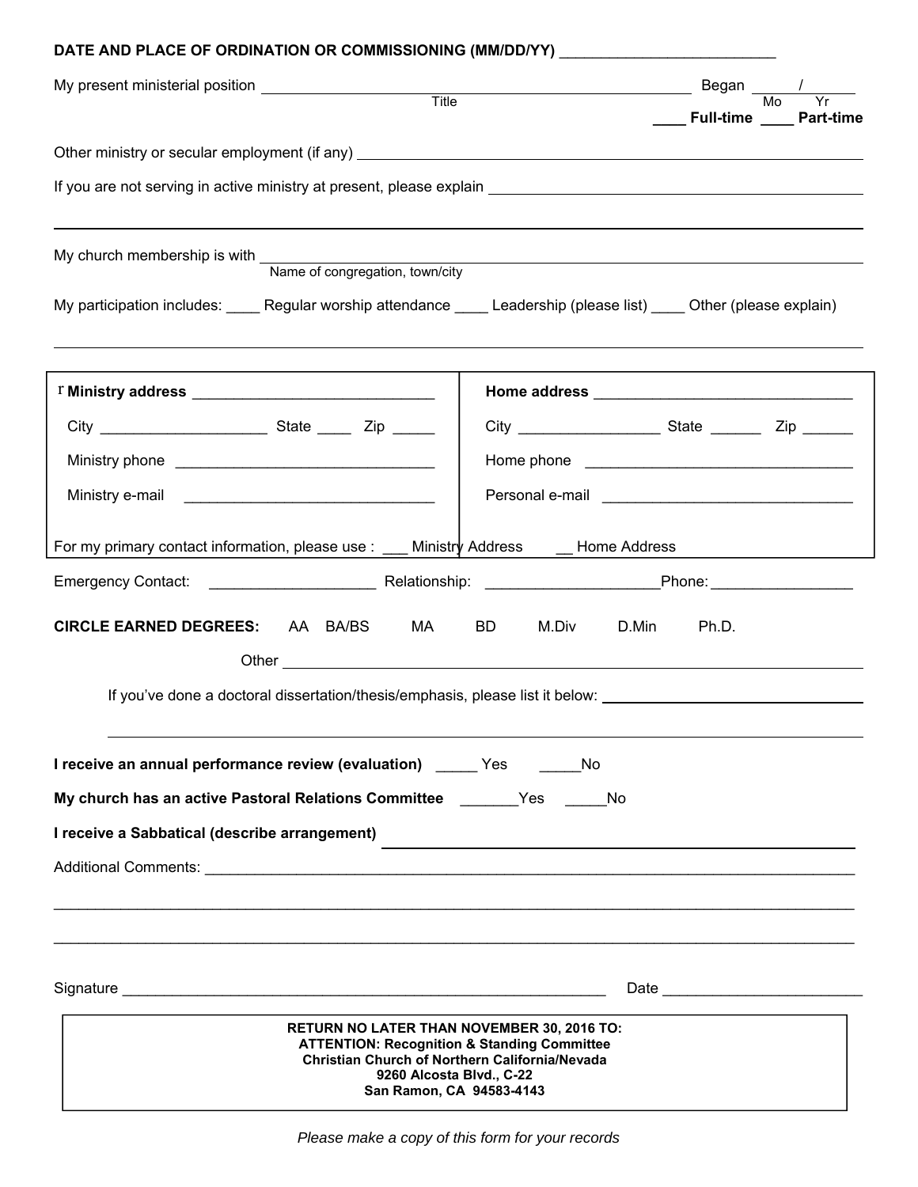**DATE AND PLACE OF ORDINATION OR COMMISSIONING (MM/DD/YY)** ___________________________

My present ministerial position ____________________________________________ Began _____ / _____
Title Mo Yr

____ **Full-time** ____ **Part-time**

Other ministry or secular employment (if any) ____________________________________________

If you are not serving in active ministry at present, please explain ____________________________________________

____________________________________________________________________________

My church membership is with ____________________________________________
Name of congregation, town/city

My participation includes: ____ Regular worship attendance ____ Leadership (please list) ____ Other (please explain)

____________________________________________________________________________

| | |
|---|---|
| **Ministry address** ______________________________ | **Home address** ______________________________ |
| City ____________________ State ____ Zip _____ | City _________________ State ______ Zip ______ |
| Ministry phone ______________________________ | Home phone ______________________________ |
| Ministry e-mail ______________________________ | Personal e-mail ______________________________ |

For my primary contact information, please use : ___ Ministry Address __ Home Address

Emergency Contact: ____________________ Relationship: ____________________Phone: _________________

**CIRCLE EARNED DEGREES:** AA BA/BS MA BD M.Div D.Min Ph.D.

Other ____________________________________________

If you've done a doctoral dissertation/thesis/emphasis, please list it below: ______________________________

____________________________________________________________________________

**I receive an annual performance review (evaluation)** _____ Yes _____No

**My church has an active Pastoral Relations Committee** _______Yes _____No

**I receive a Sabbatical (describe arrangement)** ____________________________________________

Additional Comments: ____________________________________________________________________________

____________________________________________________________________________

____________________________________________________________________________

Signature ____________________________________________ Date ________________________

**RETURN NO LATER THAN NOVEMBER 30, 2016 TO:**
**ATTENTION: Recognition & Standing Committee**
**Christian Church of Northern California/Nevada**
**9260 Alcosta Blvd., C-22**
**San Ramon, CA 94583-4143**

*Please make a copy of this form for your records*